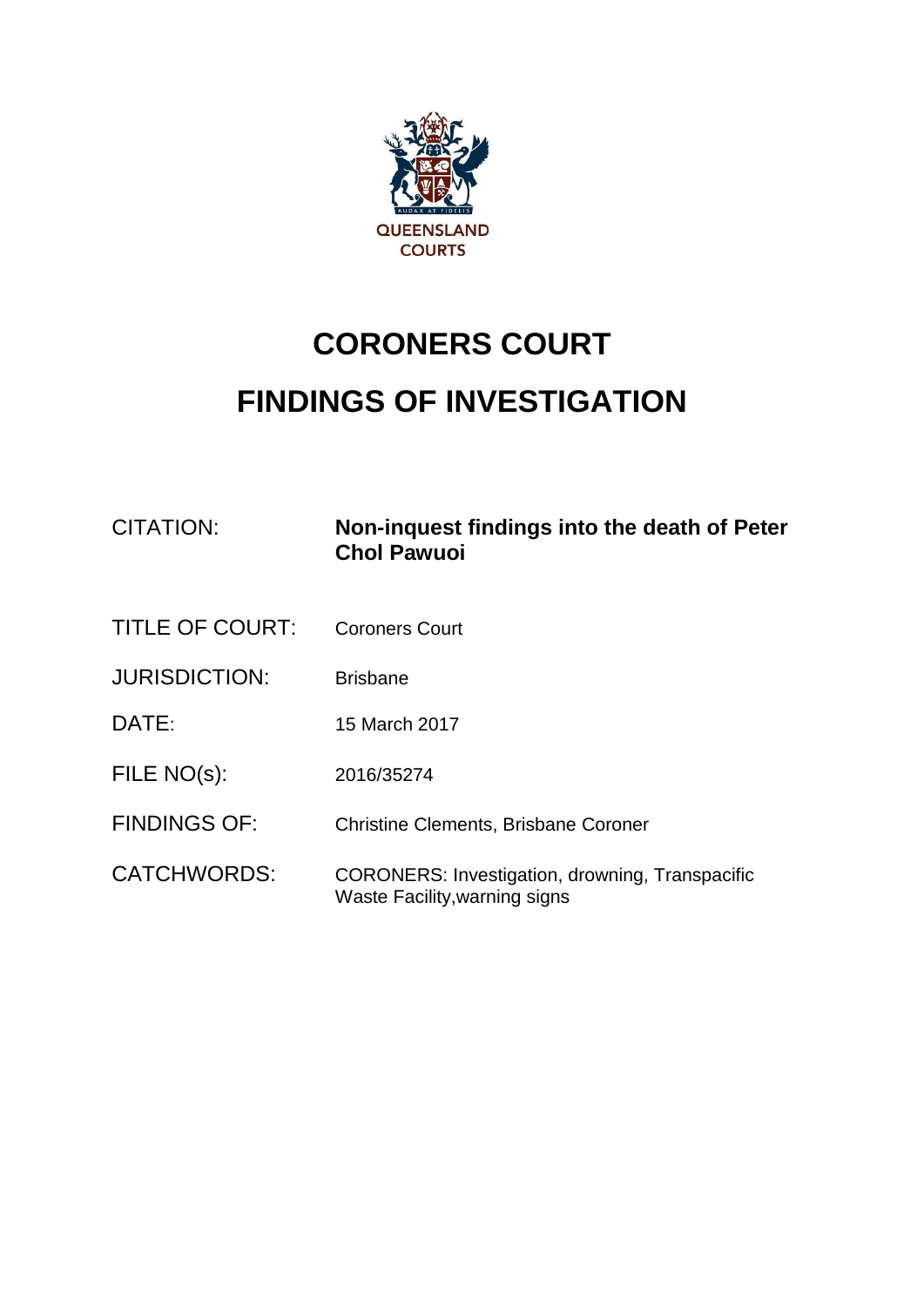QUEENSLAND COURTS

# CORONERS COURT

# FINDINGS OF INVESTIGATION

| | |
|---|---|
| CITATION: | **Non-inquest findings into the death of Peter Chol Pawuoi** |
| TITLE OF COURT: | Coroners Court |
| JURISDICTION: | Brisbane |
| DATE: | 15 March 2017 |
| FILE NO(s): | 2016/35274 |
| FINDINGS OF: | Christine Clements, Brisbane Coroner |
| CATCHWORDS: | CORONERS: Investigation, drowning, Transpacific Waste Facility,warning signs |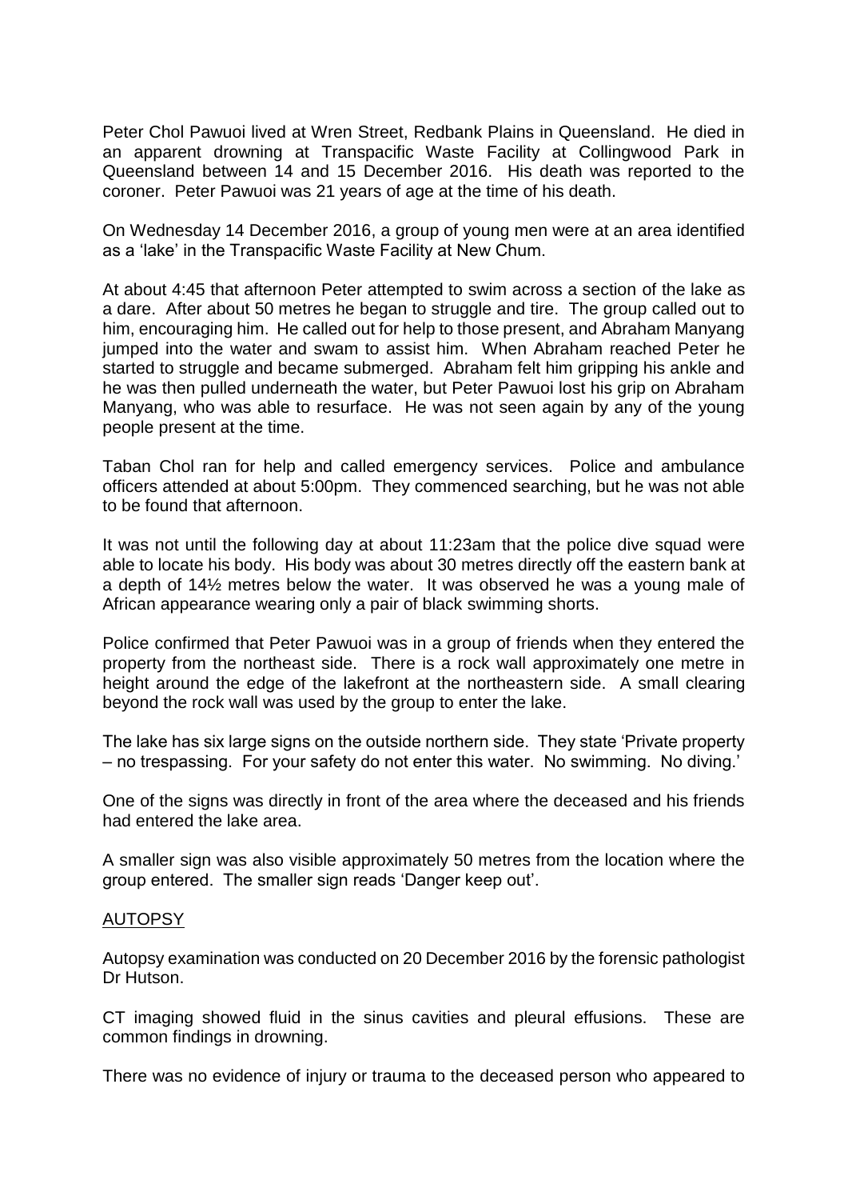Peter Chol Pawuoi lived at Wren Street, Redbank Plains in Queensland. He died in an apparent drowning at Transpacific Waste Facility at Collingwood Park in Queensland between 14 and 15 December 2016. His death was reported to the coroner. Peter Pawuoi was 21 years of age at the time of his death.

On Wednesday 14 December 2016, a group of young men were at an area identified as a 'lake' in the Transpacific Waste Facility at New Chum.

At about 4:45 that afternoon Peter attempted to swim across a section of the lake as a dare. After about 50 metres he began to struggle and tire. The group called out to him, encouraging him. He called out for help to those present, and Abraham Manyang jumped into the water and swam to assist him. When Abraham reached Peter he started to struggle and became submerged. Abraham felt him gripping his ankle and he was then pulled underneath the water, but Peter Pawuoi lost his grip on Abraham Manyang, who was able to resurface. He was not seen again by any of the young people present at the time.

Taban Chol ran for help and called emergency services. Police and ambulance officers attended at about 5:00pm. They commenced searching, but he was not able to be found that afternoon.

It was not until the following day at about 11:23am that the police dive squad were able to locate his body. His body was about 30 metres directly off the eastern bank at a depth of 14½ metres below the water. It was observed he was a young male of African appearance wearing only a pair of black swimming shorts.

Police confirmed that Peter Pawuoi was in a group of friends when they entered the property from the northeast side. There is a rock wall approximately one metre in height around the edge of the lakefront at the northeastern side. A small clearing beyond the rock wall was used by the group to enter the lake.

The lake has six large signs on the outside northern side. They state 'Private property – no trespassing. For your safety do not enter this water. No swimming. No diving.'

One of the signs was directly in front of the area where the deceased and his friends had entered the lake area.

A smaller sign was also visible approximately 50 metres from the location where the group entered. The smaller sign reads 'Danger keep out'.

## AUTOPSY

Autopsy examination was conducted on 20 December 2016 by the forensic pathologist Dr Hutson.

CT imaging showed fluid in the sinus cavities and pleural effusions. These are common findings in drowning.

There was no evidence of injury or trauma to the deceased person who appeared to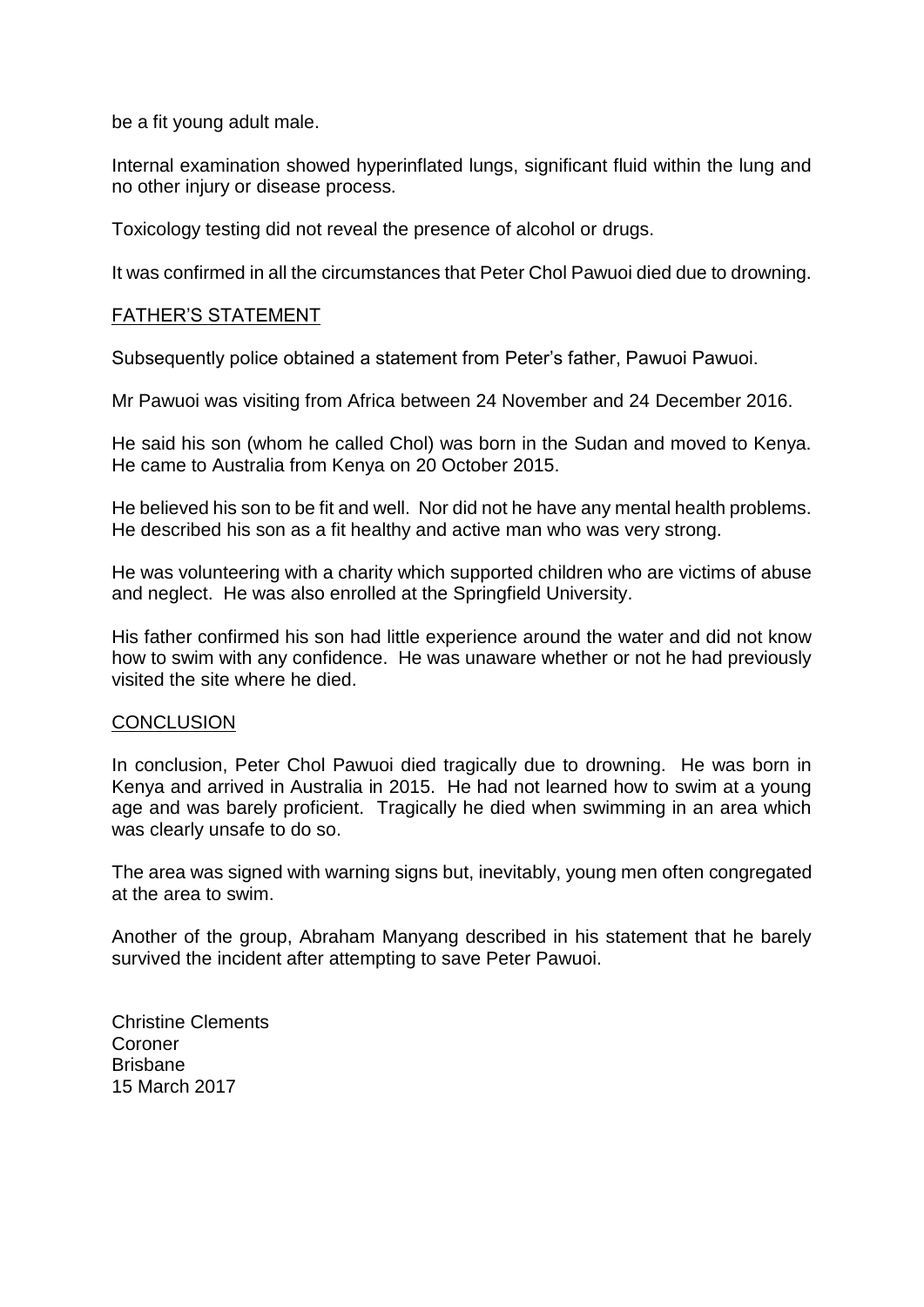be a fit young adult male.

Internal examination showed hyperinflated lungs, significant fluid within the lung and no other injury or disease process.

Toxicology testing did not reveal the presence of alcohol or drugs.

It was confirmed in all the circumstances that Peter Chol Pawuoi died due to drowning.

## FATHER'S STATEMENT

Subsequently police obtained a statement from Peter's father, Pawuoi Pawuoi.

Mr Pawuoi was visiting from Africa between 24 November and 24 December 2016.

He said his son (whom he called Chol) was born in the Sudan and moved to Kenya. He came to Australia from Kenya on 20 October 2015.

He believed his son to be fit and well. Nor did not he have any mental health problems. He described his son as a fit healthy and active man who was very strong.

He was volunteering with a charity which supported children who are victims of abuse and neglect. He was also enrolled at the Springfield University.

His father confirmed his son had little experience around the water and did not know how to swim with any confidence. He was unaware whether or not he had previously visited the site where he died.

## CONCLUSION

In conclusion, Peter Chol Pawuoi died tragically due to drowning. He was born in Kenya and arrived in Australia in 2015. He had not learned how to swim at a young age and was barely proficient. Tragically he died when swimming in an area which was clearly unsafe to do so.

The area was signed with warning signs but, inevitably, young men often congregated at the area to swim.

Another of the group, Abraham Manyang described in his statement that he barely survived the incident after attempting to save Peter Pawuoi.

Christine Clements  
Coroner  
Brisbane  
15 March 2017